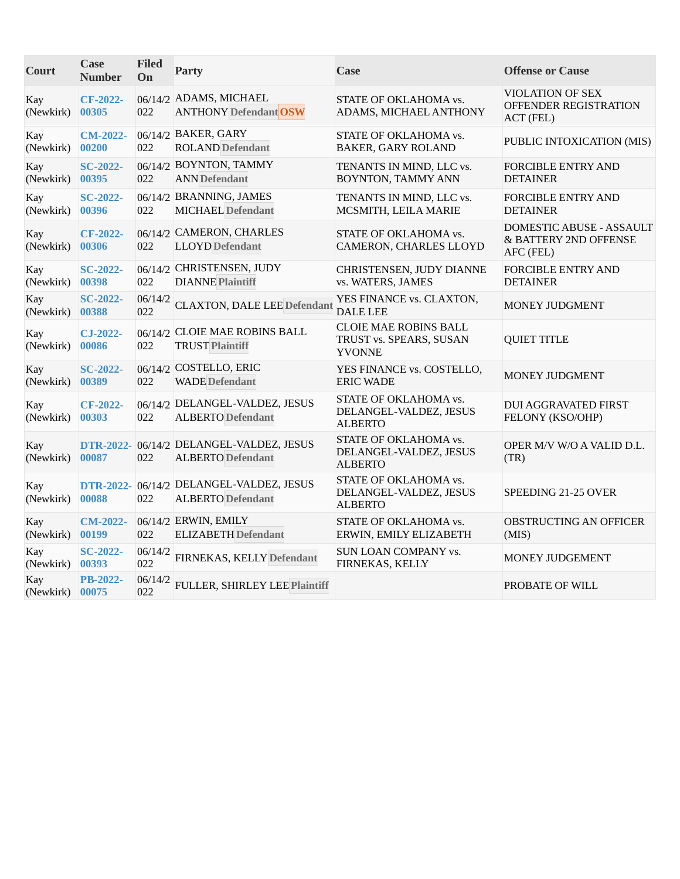| Court | Case Number | Filed On | Party | Case | Offense or Cause |
|---|---|---|---|---|---|
| Kay (Newkirk) | CF-2022-00305 | 06/14/2022 | ADAMS, MICHAEL ANTHONY Defendant OSW | STATE OF OKLAHOMA vs. ADAMS, MICHAEL ANTHONY | VIOLATION OF SEX OFFENDER REGISTRATION ACT (FEL) |
| Kay (Newkirk) | CM-2022-00200 | 06/14/2022 | BAKER, GARY ROLAND Defendant | STATE OF OKLAHOMA vs. BAKER, GARY ROLAND | PUBLIC INTOXICATION (MIS) |
| Kay (Newkirk) | SC-2022-00395 | 06/14/2022 | BOYNTON, TAMMY ANN Defendant | TENANTS IN MIND, LLC vs. BOYNTON, TAMMY ANN | FORCIBLE ENTRY AND DETAINER |
| Kay (Newkirk) | SC-2022-00396 | 06/14/2022 | BRANNING, JAMES MICHAEL Defendant | TENANTS IN MIND, LLC vs. MCSMITH, LEILA MARIE | FORCIBLE ENTRY AND DETAINER |
| Kay (Newkirk) | CF-2022-00306 | 06/14/2022 | CAMERON, CHARLES LLOYD Defendant | STATE OF OKLAHOMA vs. CAMERON, CHARLES LLOYD | DOMESTIC ABUSE - ASSAULT & BATTERY 2ND OFFENSE AFC (FEL) |
| Kay (Newkirk) | SC-2022-00398 | 06/14/2022 | CHRISTENSEN, JUDY DIANNE Plaintiff | CHRISTENSEN, JUDY DIANNE vs. WATERS, JAMES | FORCIBLE ENTRY AND DETAINER |
| Kay (Newkirk) | SC-2022-00388 | 06/14/2022 | CLAXTON, DALE LEE Defendant | YES FINANCE vs. CLAXTON, DALE LEE | MONEY JUDGMENT |
| Kay (Newkirk) | CJ-2022-00086 | 06/14/2022 | CLOIE MAE ROBINS BALL TRUST Plaintiff | CLOIE MAE ROBINS BALL TRUST vs. SPEARS, SUSAN YVONNE | QUIET TITLE |
| Kay (Newkirk) | SC-2022-00389 | 06/14/2022 | COSTELLO, ERIC WADE Defendant | YES FINANCE vs. COSTELLO, ERIC WADE | MONEY JUDGMENT |
| Kay (Newkirk) | CF-2022-00303 | 06/14/2022 | DELANGEL-VALDEZ, JESUS ALBERTO Defendant | STATE OF OKLAHOMA vs. DELANGEL-VALDEZ, JESUS ALBERTO | DUI AGGRAVATED FIRST FELONY (KSO/OHP) |
| Kay (Newkirk) | DTR-2022-00087 | 06/14/2022 | DELANGEL-VALDEZ, JESUS ALBERTO Defendant | STATE OF OKLAHOMA vs. DELANGEL-VALDEZ, JESUS ALBERTO | OPER M/V W/O A VALID D.L. (TR) |
| Kay (Newkirk) | DTR-2022-00088 | 06/14/2022 | DELANGEL-VALDEZ, JESUS ALBERTO Defendant | STATE OF OKLAHOMA vs. DELANGEL-VALDEZ, JESUS ALBERTO | SPEEDING 21-25 OVER |
| Kay (Newkirk) | CM-2022-00199 | 06/14/2022 | ERWIN, EMILY ELIZABETH Defendant | STATE OF OKLAHOMA vs. ERWIN, EMILY ELIZABETH | OBSTRUCTING AN OFFICER (MIS) |
| Kay (Newkirk) | SC-2022-00393 | 06/14/2022 | FIRNEKAS, KELLY Defendant | SUN LOAN COMPANY vs. FIRNEKAS, KELLY | MONEY JUDGEMENT |
| Kay (Newkirk) | PB-2022-00075 | 06/14/2022 | FULLER, SHIRLEY LEE Plaintiff | | PROBATE OF WILL |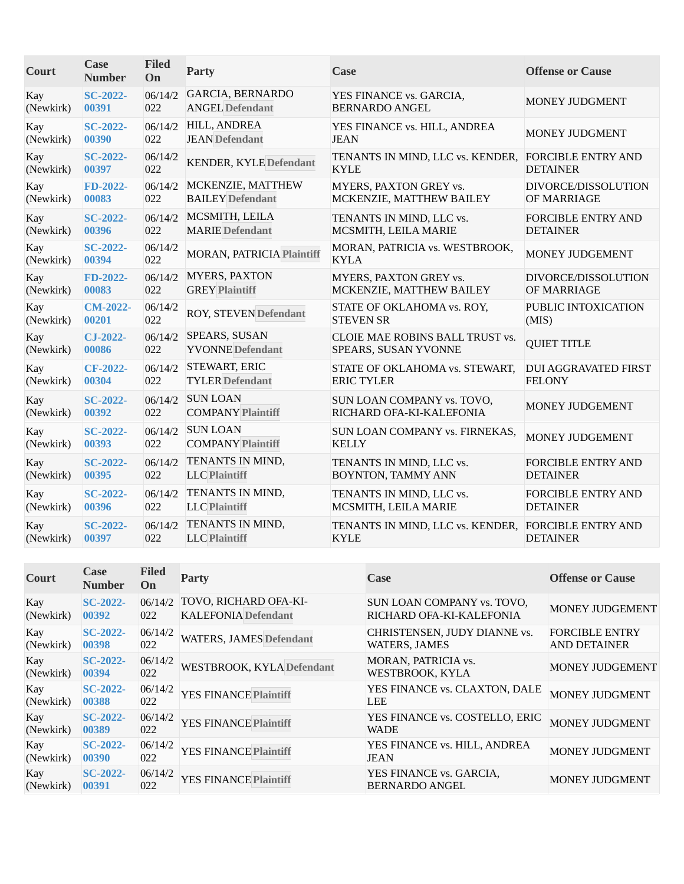| Court | Case Number | Filed On | Party | Case | Offense or Cause |
|---|---|---|---|---|---|
| Kay (Newkirk) | SC-2022-00391 | 06/14/2022 | GARCIA, BERNARDO ANGEL Defendant | YES FINANCE vs. GARCIA, BERNARDO ANGEL | MONEY JUDGMENT |
| Kay (Newkirk) | SC-2022-00390 | 06/14/2022 | HILL, ANDREA JEAN Defendant | YES FINANCE vs. HILL, ANDREA JEAN | MONEY JUDGMENT |
| Kay (Newkirk) | SC-2022-00397 | 06/14/2022 | KENDER, KYLE Defendant | TENANTS IN MIND, LLC vs. KENDER, KYLE | FORCIBLE ENTRY AND DETAINER |
| Kay (Newkirk) | FD-2022-00083 | 06/14/2022 | MCKENZIE, MATTHEW BAILEY Defendant | MYERS, PAXTON GREY vs. MCKENZIE, MATTHEW BAILEY | DIVORCE/DISSOLUTION OF MARRIAGE |
| Kay (Newkirk) | SC-2022-00396 | 06/14/2022 | MCSMITH, LEILA MARIE Defendant | TENANTS IN MIND, LLC vs. MCSMITH, LEILA MARIE | FORCIBLE ENTRY AND DETAINER |
| Kay (Newkirk) | SC-2022-00394 | 06/14/2022 | MORAN, PATRICIA Plaintiff | MORAN, PATRICIA vs. WESTBROOK, KYLA | MONEY JUDGEMENT |
| Kay (Newkirk) | FD-2022-00083 | 06/14/2022 | MYERS, PAXTON GREY Plaintiff | MYERS, PAXTON GREY vs. MCKENZIE, MATTHEW BAILEY | DIVORCE/DISSOLUTION OF MARRIAGE |
| Kay (Newkirk) | CM-2022-00201 | 06/14/2022 | ROY, STEVEN Defendant | STATE OF OKLAHOMA vs. ROY, STEVEN SR | PUBLIC INTOXICATION (MIS) |
| Kay (Newkirk) | CJ-2022-00086 | 06/14/2022 | SPEARS, SUSAN YVONNE Defendant | CLOIE MAE ROBINS BALL TRUST vs. SPEARS, SUSAN YVONNE | QUIET TITLE |
| Kay (Newkirk) | CF-2022-00304 | 06/14/2022 | STEWART, ERIC TYLER Defendant | STATE OF OKLAHOMA vs. STEWART, ERIC TYLER | DUI AGGRAVATED FIRST FELONY |
| Kay (Newkirk) | SC-2022-00392 | 06/14/2022 | SUN LOAN COMPANY Plaintiff | SUN LOAN COMPANY vs. TOVO, RICHARD OFA-KI-KALEFONIA | MONEY JUDGEMENT |
| Kay (Newkirk) | SC-2022-00393 | 06/14/2022 | SUN LOAN COMPANY Plaintiff | SUN LOAN COMPANY vs. FIRNEKAS, KELLY | MONEY JUDGEMENT |
| Kay (Newkirk) | SC-2022-00395 | 06/14/2022 | TENANTS IN MIND, LLC Plaintiff | TENANTS IN MIND, LLC vs. BOYNTON, TAMMY ANN | FORCIBLE ENTRY AND DETAINER |
| Kay (Newkirk) | SC-2022-00396 | 06/14/2022 | TENANTS IN MIND, LLC Plaintiff | TENANTS IN MIND, LLC vs. MCSMITH, LEILA MARIE | FORCIBLE ENTRY AND DETAINER |
| Kay (Newkirk) | SC-2022-00397 | 06/14/2022 | TENANTS IN MIND, LLC Plaintiff | TENANTS IN MIND, LLC vs. KENDER, KYLE | FORCIBLE ENTRY AND DETAINER |
| Kay (Newkirk) | SC-2022-00392 | 06/14/2022 | TOVO, RICHARD OFA-KI-KALEFONIA Defendant | SUN LOAN COMPANY vs. TOVO, RICHARD OFA-KI-KALEFONIA | MONEY JUDGEMENT |
| Kay (Newkirk) | SC-2022-00398 | 06/14/2022 | WATERS, JAMES Defendant | CHRISTENSEN, JUDY DIANNE vs. WATERS, JAMES | FORCIBLE ENTRY AND DETAINER |
| Kay (Newkirk) | SC-2022-00394 | 06/14/2022 | WESTBROOK, KYLA Defendant | MORAN, PATRICIA vs. WESTBROOK, KYLA | MONEY JUDGEMENT |
| Kay (Newkirk) | SC-2022-00388 | 06/14/2022 | YES FINANCE Plaintiff | YES FINANCE vs. CLAXTON, DALE LEE | MONEY JUDGMENT |
| Kay (Newkirk) | SC-2022-00389 | 06/14/2022 | YES FINANCE Plaintiff | YES FINANCE vs. COSTELLO, ERIC WADE | MONEY JUDGMENT |
| Kay (Newkirk) | SC-2022-00390 | 06/14/2022 | YES FINANCE Plaintiff | YES FINANCE vs. HILL, ANDREA JEAN | MONEY JUDGMENT |
| Kay (Newkirk) | SC-2022-00391 | 06/14/2022 | YES FINANCE Plaintiff | YES FINANCE vs. GARCIA, BERNARDO ANGEL | MONEY JUDGMENT |